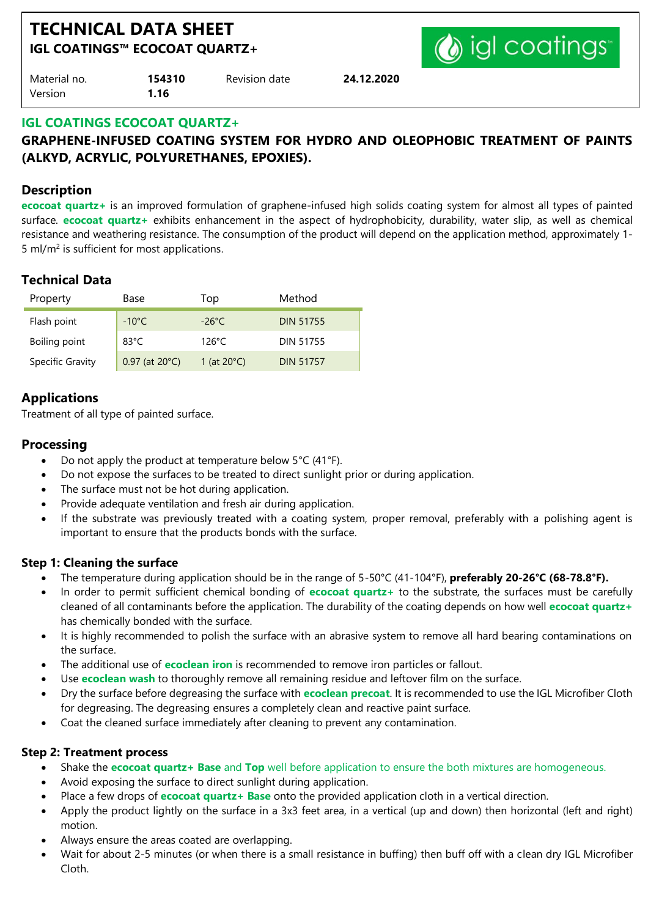# TECHNICAL DATA SHEET

## IGL COATINGS™ ECOCOAT QUARTZ+

| Material no. | **154310** | Revision date | **24.12.2020** |
|---|---|---|---|
| Version | **1.16** | | |

## IGL COATINGS ECOCOAT QUARTZ+

## GRAPHENE-INFUSED COATING SYSTEM FOR HYDRO AND OLEOPHOBIC TREATMENT OF PAINTS (ALKYD, ACRYLIC, POLYURETHANES, EPOXIES).

### Description

**ecocoat quartz+** is an improved formulation of graphene-infused high solids coating system for almost all types of painted surface. **ecocoat quartz+** exhibits enhancement in the aspect of hydrophobicity, durability, water slip, as well as chemical resistance and weathering resistance. The consumption of the product will depend on the application method, approximately 1-5 ml/m$^2$ is sufficient for most applications.

### Technical Data

| Property | Base | Top | Method |
|---|---|---|---|
| Flash point | -10°C | -26°C | DIN 51755 |
| Boiling point | 83°C | 126°C | DIN 51755 |
| Specific Gravity | 0.97 (at 20°C) | 1 (at 20°C) | DIN 51757 |

### Applications

Treatment of all type of painted surface.

### Processing

- Do not apply the product at temperature below 5°C (41°F).
- Do not expose the surfaces to be treated to direct sunlight prior or during application.
- The surface must not be hot during application.
- Provide adequate ventilation and fresh air during application.
- If the substrate was previously treated with a coating system, proper removal, preferably with a polishing agent is important to ensure that the products bonds with the surface.

#### Step 1: Cleaning the surface

- The temperature during application should be in the range of 5-50°C (41-104°F), **preferably 20-26°C (68-78.8°F).**
- In order to permit sufficient chemical bonding of **ecocoat quartz+** to the substrate, the surfaces must be carefully cleaned of all contaminants before the application. The durability of the coating depends on how well **ecocoat quartz+** has chemically bonded with the surface.
- It is highly recommended to polish the surface with an abrasive system to remove all hard bearing contaminations on the surface.
- The additional use of **ecoclean iron** is recommended to remove iron particles or fallout.
- Use **ecoclean wash** to thoroughly remove all remaining residue and leftover film on the surface.
- Dry the surface before degreasing the surface with **ecoclean precoat**. It is recommended to use the IGL Microfiber Cloth for degreasing. The degreasing ensures a completely clean and reactive paint surface.
- Coat the cleaned surface immediately after cleaning to prevent any contamination.

#### Step 2: Treatment process

- Shake the **ecocoat quartz+ Base** and **Top** well before application to ensure the both mixtures are homogeneous.
- Avoid exposing the surface to direct sunlight during application.
- Place a few drops of **ecocoat quartz+ Base** onto the provided application cloth in a vertical direction.
- Apply the product lightly on the surface in a 3x3 feet area, in a vertical (up and down) then horizontal (left and right) motion.
- Always ensure the areas coated are overlapping.
- Wait for about 2-5 minutes (or when there is a small resistance in buffing) then buff off with a clean dry IGL Microfiber Cloth.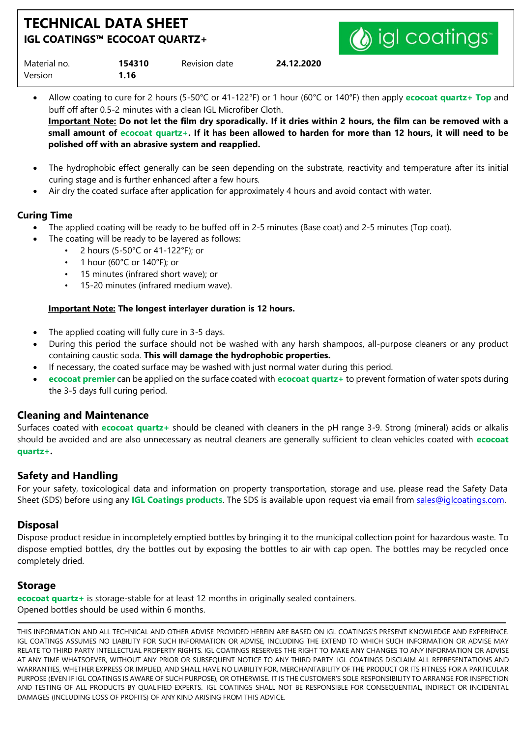- Allow coating to cure for 2 hours (5-50°C or 41-122°F) or 1 hour (60°C or 140°F) then apply **ecocoat quartz+ Top** and buff off after 0.5-2 minutes with a clean IGL Microfiber Cloth.
  **Important Note: Do not let the film dry sporadically. If it dries within 2 hours, the film can be removed with a small amount of ecocoat quartz+. If it has been allowed to harden for more than 12 hours, it will need to be polished off with an abrasive system and reapplied.**

- The hydrophobic effect generally can be seen depending on the substrate, reactivity and temperature after its initial curing stage and is further enhanced after a few hours.
- Air dry the coated surface after application for approximately 4 hours and avoid contact with water.

## Curing Time

- The applied coating will be ready to be buffed off in 2-5 minutes (Base coat) and 2-5 minutes (Top coat).
- The coating will be ready to be layered as follows:
  - 2 hours (5-50°C or 41-122°F); or
  - 1 hour (60°C or 140°F); or
  - 15 minutes (infrared short wave); or
  - 15-20 minutes (infrared medium wave).

  **Important Note: The longest interlayer duration is 12 hours.**

- The applied coating will fully cure in 3-5 days.
- During this period the surface should not be washed with any harsh shampoos, all-purpose cleaners or any product containing caustic soda. **This will damage the hydrophobic properties.**
- If necessary, the coated surface may be washed with just normal water during this period.
- **ecocoat premier** can be applied on the surface coated with **ecocoat quartz+** to prevent formation of water spots during the 3-5 days full curing period.

## Cleaning and Maintenance

Surfaces coated with **ecocoat quartz+** should be cleaned with cleaners in the pH range 3-9. Strong (mineral) acids or alkalis should be avoided and are also unnecessary as neutral cleaners are generally sufficient to clean vehicles coated with **ecocoat quartz+.**

## Safety and Handling

For your safety, toxicological data and information on property transportation, storage and use, please read the Safety Data Sheet (SDS) before using any **IGL Coatings products**. The SDS is available upon request via email from sales@iglcoatings.com.

## Disposal

Dispose product residue in incompletely emptied bottles by bringing it to the municipal collection point for hazardous waste. To dispose emptied bottles, dry the bottles out by exposing the bottles to air with cap open. The bottles may be recycled once completely dried.

## Storage

**ecocoat quartz+** is storage-stable for at least 12 months in originally sealed containers.
Opened bottles should be used within 6 months.

---

THIS INFORMATION AND ALL TECHNICAL AND OTHER ADVISE PROVIDED HEREIN ARE BASED ON IGL COATINGS'S PRESENT KNOWLEDGE AND EXPERIENCE. IGL COATINGS ASSUMES NO LIABILITY FOR SUCH INFORMATION OR ADVISE, INCLUDING THE EXTEND TO WHICH SUCH INFORMATION OR ADVISE MAY RELATE TO THIRD PARTY INTELLECTUAL PROPERTY RIGHTS. IGL COATINGS RESERVES THE RIGHT TO MAKE ANY CHANGES TO ANY INFORMATION OR ADVISE AT ANY TIME WHATSOEVER, WITHOUT ANY PRIOR OR SUBSEQUENT NOTICE TO ANY THIRD PARTY. IGL COATINGS DISCLAIM ALL REPRESENTATIONS AND WARRANTIES, WHETHER EXPRESS OR IMPLIED, AND SHALL HAVE NO LIABILITY FOR, MERCHANTABILITY OF THE PRODUCT OR ITS FITNESS FOR A PARTICULAR PURPOSE (EVEN IF IGL COATINGS IS AWARE OF SUCH PURPOSE), OR OTHERWISE. IT IS THE CUSTOMER'S SOLE RESPONSIBILITY TO ARRANGE FOR INSPECTION AND TESTING OF ALL PRODUCTS BY QUALIFIED EXPERTS. IGL COATINGS SHALL NOT BE RESPONSIBLE FOR CONSEQUENTIAL, INDIRECT OR INCIDENTAL DAMAGES (INCLUDING LOSS OF PROFITS) OF ANY KIND ARISING FROM THIS ADVICE.